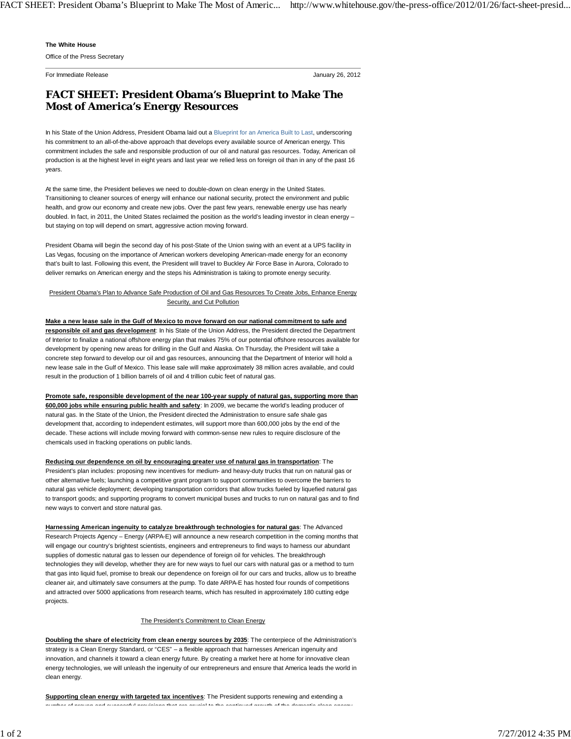**The White House**

Office of the Press Secretary

For Immediate Release January 26, 2012

# FACT SHEET: President Obama's Blueprint to Make The Most of America's Energy Resources

In his State of the Union Address, President Obama laid out a Blueprint for an America Built to Last, underscoring his commitment to an all-of-the-above approach that develops every available source of American energy. This commitment includes the safe and responsible production of our oil and natural gas resources. Today, American oil production is at the highest level in eight years and last year we relied less on foreign oil than in any of the past 16 years.

At the same time, the President believes we need to double-down on clean energy in the United States. Transitioning to cleaner sources of energy will enhance our national security, protect the environment and public health, and grow our economy and create new jobs. Over the past few years, renewable energy use has nearly doubled. In fact, in 2011, the United States reclaimed the position as the world's leading investor in clean energy – but staying on top will depend on smart, aggressive action moving forward.

President Obama will begin the second day of his post-State of the Union swing with an event at a UPS facility in Las Vegas, focusing on the importance of American workers developing American-made energy for an economy that's built to last. Following this event, the President will travel to Buckley Air Force Base in Aurora, Colorado to deliver remarks on American energy and the steps his Administration is taking to promote energy security.

## President Obama's Plan to Advance Safe Production of Oil and Gas Resources To Create Jobs, Enhance Energy Security, and Cut Pollution

**Make a new lease sale in the Gulf of Mexico to move forward on our national commitment to safe and responsible oil and gas development**: In his State of the Union Address, the President directed the Department of Interior to finalize a national offshore energy plan that makes 75% of our potential offshore resources available for development by opening new areas for drilling in the Gulf and Alaska. On Thursday, the President will take a concrete step forward to develop our oil and gas resources, announcing that the Department of Interior will hold a new lease sale in the Gulf of Mexico. This lease sale will make approximately 38 million acres available, and could result in the production of 1 billion barrels of oil and 4 trillion cubic feet of natural gas.

**Promote safe, responsible development of the near 100-year supply of natural gas, supporting more than 600,000 jobs while ensuring public health and safety**: In 2009, we became the world's leading producer of natural gas. In the State of the Union, the President directed the Administration to ensure safe shale gas development that, according to independent estimates, will support more than 600,000 jobs by the end of the decade. These actions will include moving forward with common-sense new rules to require disclosure of the chemicals used in fracking operations on public lands.

**Reducing our dependence on oil by encouraging greater use of natural gas in transportation**: The President's plan includes: proposing new incentives for medium- and heavy-duty trucks that run on natural gas or other alternative fuels; launching a competitive grant program to support communities to overcome the barriers to natural gas vehicle deployment; developing transportation corridors that allow trucks fueled by liquefied natural gas to transport goods; and supporting programs to convert municipal buses and trucks to run on natural gas and to find new ways to convert and store natural gas.

**Harnessing American ingenuity to catalyze breakthrough technologies for natural gas**: The Advanced Research Projects Agency – Energy (ARPA-E) will announce a new research competition in the coming months that will engage our country's brightest scientists, engineers and entrepreneurs to find ways to harness our abundant supplies of domestic natural gas to lessen our dependence of foreign oil for vehicles. The breakthrough technologies they will develop, whether they are for new ways to fuel our cars with natural gas or a method to turn that gas into liquid fuel, promise to break our dependence on foreign oil for our cars and trucks, allow us to breathe cleaner air, and ultimately save consumers at the pump. To date ARPA-E has hosted four rounds of competitions and attracted over 5000 applications from research teams, which has resulted in approximately 180 cutting edge projects.

## The President's Commitment to Clean Energy

**Doubling the share of electricity from clean energy sources by 2035**: The centerpiece of the Administration's strategy is a Clean Energy Standard, or "CES" – a flexible approach that harnesses American ingenuity and innovation, and channels it toward a clean energy future. By creating a market here at home for innovative clean energy technologies, we will unleash the ingenuity of our entrepreneurs and ensure that America leads the world in clean energy.

**Supporting clean energy with targeted tax incentives**: The President supports renewing and extending a number of proven and successful provisions that are crucial to the continued growth of the domestic clean energy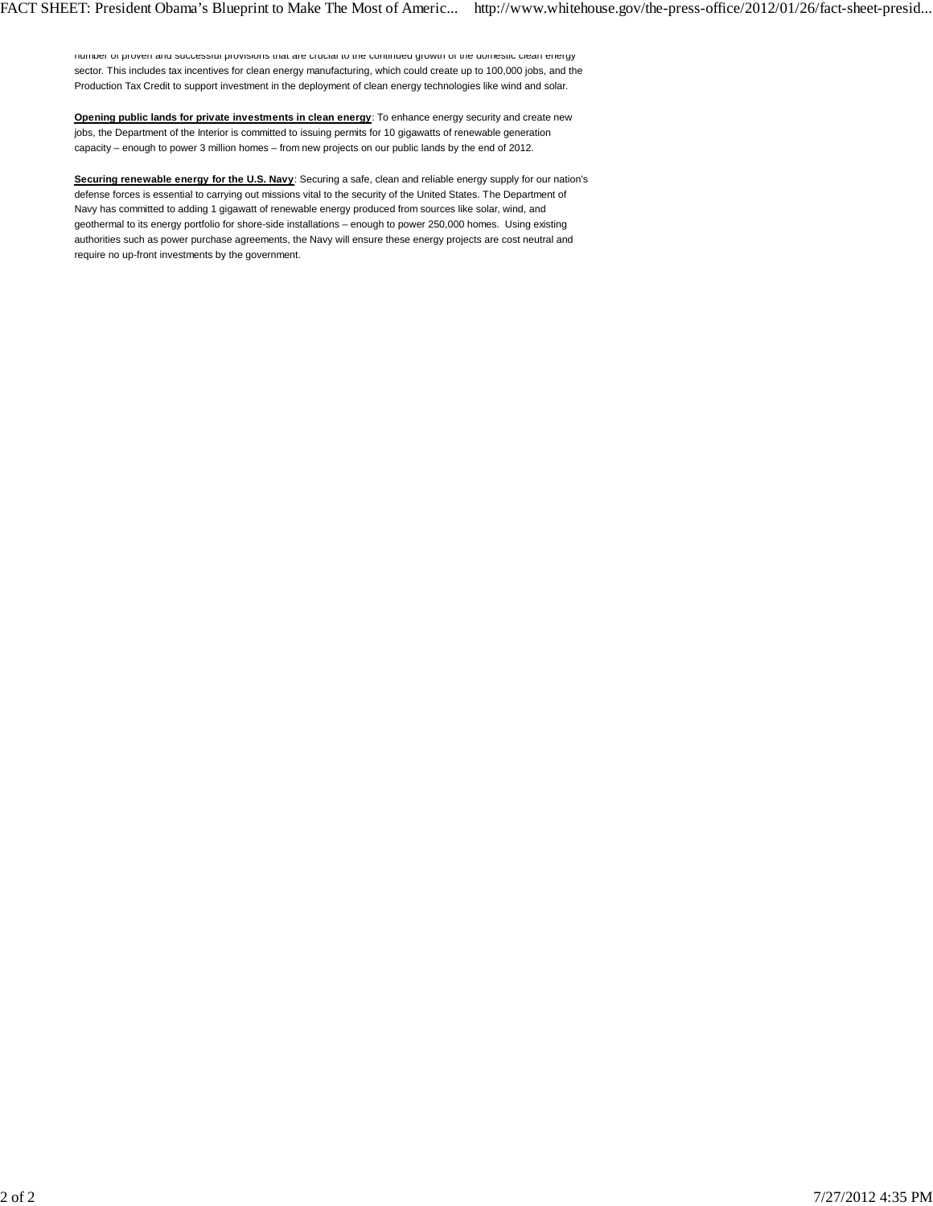number of proven and successful provisions that are crucial to the continued growth of the domestic clean energy sector. This includes tax incentives for clean energy manufacturing, which could create up to 100,000 jobs, and the Production Tax Credit to support investment in the deployment of clean energy technologies like wind and solar.

**Opening public lands for private investments in clean energy**: To enhance energy security and create new jobs, the Department of the Interior is committed to issuing permits for 10 gigawatts of renewable generation capacity – enough to power 3 million homes – from new projects on our public lands by the end of 2012.

**Securing renewable energy for the U.S. Navy**: Securing a safe, clean and reliable energy supply for our nation's defense forces is essential to carrying out missions vital to the security of the United States. The Department of Navy has committed to adding 1 gigawatt of renewable energy produced from sources like solar, wind, and geothermal to its energy portfolio for shore-side installations – enough to power 250,000 homes. Using existing authorities such as power purchase agreements, the Navy will ensure these energy projects are cost neutral and require no up-front investments by the government.